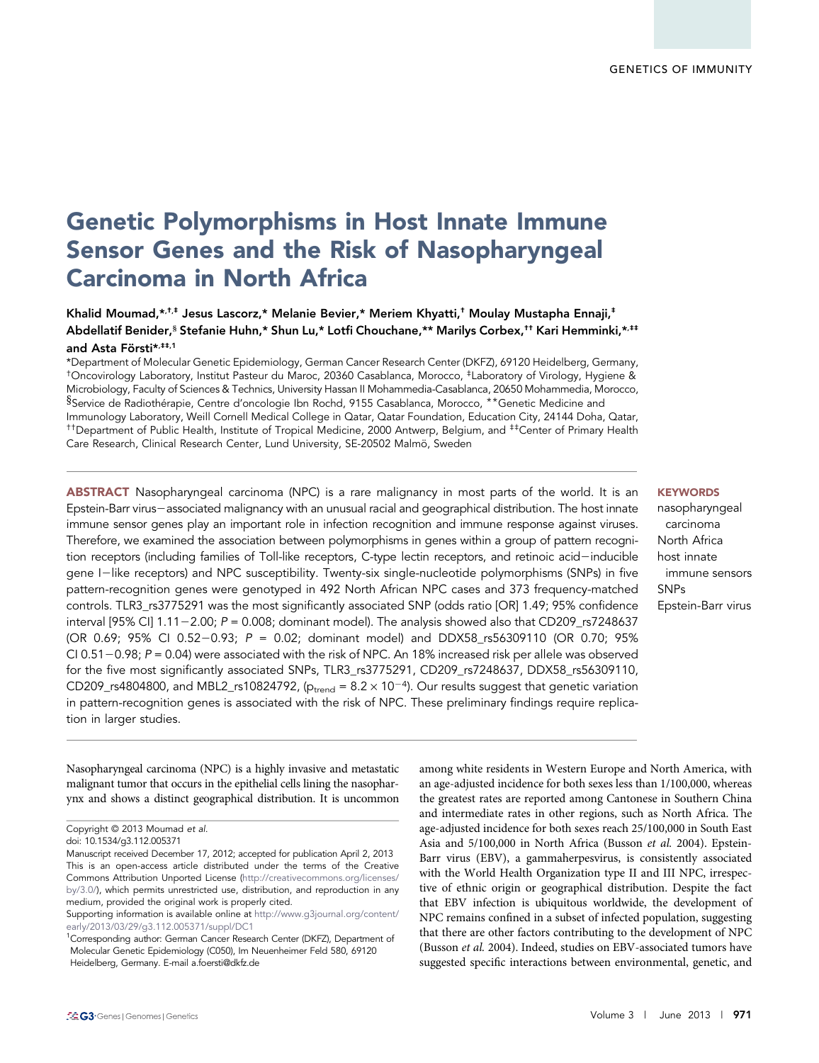GENETICS OF IMMUNITY

# Genetic Polymorphisms in Host Innate Immune Sensor Genes and the Risk of Nasopharyngeal Carcinoma in North Africa

**Khalid Moumad,\*,†,‡ Jesus Lascorz,\* Melanie Bevier,\* Meriem Khyatti,† Moulay Mustapha Ennaji,‡ Abdellatif Benider,§ Stefanie Huhn,\* Shun Lu,\* Lotfi Chouchane,\*\* Marilys Corbex,†† Kari Hemminki,\*,‡‡ and Asta Försti\*,‡‡,1**

\*Department of Molecular Genetic Epidemiology, German Cancer Research Center (DKFZ), 69120 Heidelberg, Germany, †Oncovirology Laboratory, Institut Pasteur du Maroc, 20360 Casablanca, Morocco, ‡Laboratory of Virology, Hygiene & Microbiology, Faculty of Sciences & Technics, University Hassan II Mohammedia-Casablanca, 20650 Mohammedia, Morocco, §Service de Radiothérapie, Centre d'oncologie Ibn Rochd, 9155 Casablanca, Morocco, \*\*Genetic Medicine and Immunology Laboratory, Weill Cornell Medical College in Qatar, Qatar Foundation, Education City, 24144 Doha, Qatar, ††Department of Public Health, Institute of Tropical Medicine, 2000 Antwerp, Belgium, and ‡‡Center of Primary Health Care Research, Clinical Research Center, Lund University, SE-20502 Malmö, Sweden

**ABSTRACT** Nasopharyngeal carcinoma (NPC) is a rare malignancy in most parts of the world. It is an Epstein-Barr virus−associated malignancy with an unusual racial and geographical distribution. The host innate immune sensor genes play an important role in infection recognition and immune response against viruses. Therefore, we examined the association between polymorphisms in genes within a group of pattern recognition receptors (including families of Toll-like receptors, C-type lectin receptors, and retinoic acid−inducible gene I−like receptors) and NPC susceptibility. Twenty-six single-nucleotide polymorphisms (SNPs) in five pattern-recognition genes were genotyped in 492 North African NPC cases and 373 frequency-matched controls. TLR3_rs3775291 was the most significantly associated SNP (odds ratio [OR] 1.49; 95% confidence interval [95% CI] 1.11−2.00; $P = 0.008$; dominant model). The analysis showed also that CD209_rs7248637 (OR 0.69; 95% CI 0.52−0.93; $P = 0.02$; dominant model) and DDX58_rs56309110 (OR 0.70; 95% CI 0.51−0.98; $P = 0.04$) were associated with the risk of NPC. An 18% increased risk per allele was observed for the five most significantly associated SNPs, TLR3_rs3775291, CD209_rs7248637, DDX58_rs56309110, CD209_rs4804800, and MBL2_rs10824792, ($p_{trend} = 8.2 \times 10^{-4}$). Our results suggest that genetic variation in pattern-recognition genes is associated with the risk of NPC. These preliminary findings require replication in larger studies.

**KEYWORDS**
nasopharyngeal carcinoma
North Africa
host innate immune sensors
SNPs
Epstein-Barr virus

Nasopharyngeal carcinoma (NPC) is a highly invasive and metastatic malignant tumor that occurs in the epithelial cells lining the nasopharynx and shows a distinct geographical distribution. It is uncommon among white residents in Western Europe and North America, with an age-adjusted incidence for both sexes less than 1/100,000, whereas the greatest rates are reported among Cantonese in Southern China and intermediate rates in other regions, such as North Africa. The age-adjusted incidence for both sexes reach 25/100,000 in South East Asia and 5/100,000 in North Africa (Busson *et al.* 2004). Epstein-Barr virus (EBV), a gammaherpesvirus, is consistently associated with the World Health Organization type II and III NPC, irrespective of ethnic origin or geographical distribution. Despite the fact that EBV infection is ubiquitous worldwide, the development of NPC remains confined in a subset of infected population, suggesting that there are other factors contributing to the development of NPC (Busson *et al.* 2004). Indeed, studies on EBV-associated tumors have suggested specific interactions between environmental, genetic, and

Copyright © 2013 Moumad *et al.*
doi: 10.1534/g3.112.005371
Manuscript received December 17, 2012; accepted for publication April 2, 2013
This is an open-access article distributed under the terms of the Creative Commons Attribution Unported License (http://creativecommons.org/licenses/by/3.0/), which permits unrestricted use, distribution, and reproduction in any medium, provided the original work is properly cited.
Supporting information is available online at http://www.g3journal.org/content/early/2013/03/29/g3.112.005371/suppl/DC1
[1]Corresponding author: German Cancer Research Center (DKFZ), Department of Molecular Genetic Epidemiology (C050), Im Neuenheimer Feld 580, 69120 Heidelberg, Germany. E-mail a.foersti@dkfz.de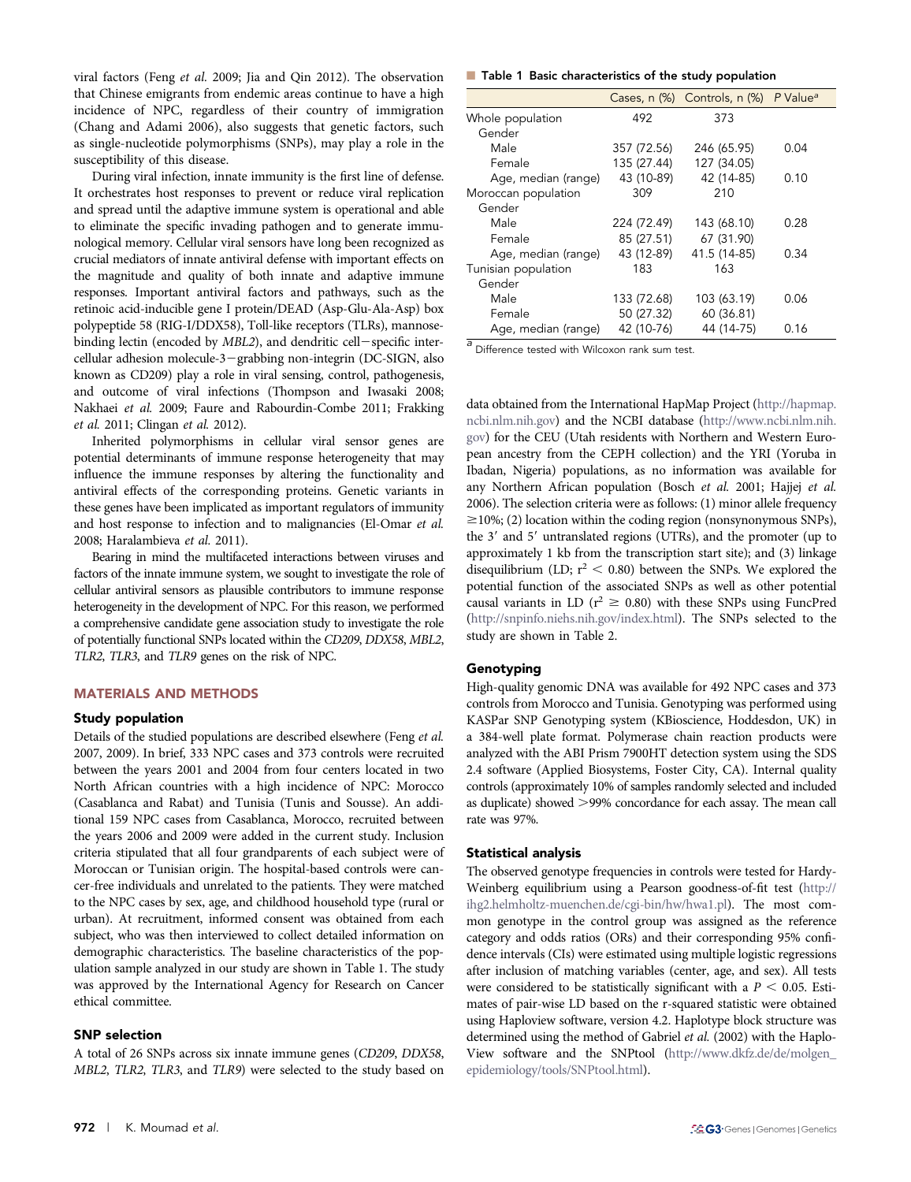viral factors (Feng *et al.* 2009; Jia and Qin 2012). The observation that Chinese emigrants from endemic areas continue to have a high incidence of NPC, regardless of their country of immigration (Chang and Adami 2006), also suggests that genetic factors, such as single-nucleotide polymorphisms (SNPs), may play a role in the susceptibility of this disease.

During viral infection, innate immunity is the first line of defense. It orchestrates host responses to prevent or reduce viral replication and spread until the adaptive immune system is operational and able to eliminate the specific invading pathogen and to generate immunological memory. Cellular viral sensors have long been recognized as crucial mediators of innate antiviral defense with important effects on the magnitude and quality of both innate and adaptive immune responses. Important antiviral factors and pathways, such as the retinoic acid-inducible gene I protein/DEAD (Asp-Glu-Ala-Asp) box polypeptide 58 (RIG-I/DDX58), Toll-like receptors (TLRs), mannose-binding lectin (encoded by *MBL2*), and dendritic cell−specific intercellular adhesion molecule-3−grabbing non-integrin (DC-SIGN, also known as CD209) play a role in viral sensing, control, pathogenesis, and outcome of viral infections (Thompson and Iwasaki 2008; Nakhaei *et al.* 2009; Faure and Rabourdin-Combe 2011; Frakking *et al.* 2011; Clingan *et al.* 2012).

Inherited polymorphisms in cellular viral sensor genes are potential determinants of immune response heterogeneity that may influence the immune responses by altering the functionality and antiviral effects of the corresponding proteins. Genetic variants in these genes have been implicated as important regulators of immunity and host response to infection and to malignancies (El-Omar *et al.* 2008; Haralambieva *et al.* 2011).

Bearing in mind the multifaceted interactions between viruses and factors of the innate immune system, we sought to investigate the role of cellular antiviral sensors as plausible contributors to immune response heterogeneity in the development of NPC. For this reason, we performed a comprehensive candidate gene association study to investigate the role of potentially functional SNPs located within the *CD209*, *DDX58*, *MBL2*, *TLR2*, *TLR3*, and *TLR9* genes on the risk of NPC.

## MATERIALS AND METHODS

### Study population

Details of the studied populations are described elsewhere (Feng *et al.* 2007, 2009). In brief, 333 NPC cases and 373 controls were recruited between the years 2001 and 2004 from four centers located in two North African countries with a high incidence of NPC: Morocco (Casablanca and Rabat) and Tunisia (Tunis and Sousse). An additional 159 NPC cases from Casablanca, Morocco, recruited between the years 2006 and 2009 were added in the current study. Inclusion criteria stipulated that all four grandparents of each subject were of Moroccan or Tunisian origin. The hospital-based controls were cancer-free individuals and unrelated to the patients. They were matched to the NPC cases by sex, age, and childhood household type (rural or urban). At recruitment, informed consent was obtained from each subject, who was then interviewed to collect detailed information on demographic characteristics. The baseline characteristics of the population sample analyzed in our study are shown in Table 1. The study was approved by the International Agency for Research on Cancer ethical committee.

### SNP selection

A total of 26 SNPs across six innate immune genes (*CD209*, *DDX58*, *MBL2*, *TLR2*, *TLR3*, and *TLR9*) were selected to the study based on data obtained from the International HapMap Project (http://hapmap.ncbi.nlm.nih.gov) and the NCBI database (http://www.ncbi.nlm.nih.gov) for the CEU (Utah residents with Northern and Western European ancestry from the CEPH collection) and the YRI (Yoruba in Ibadan, Nigeria) populations, as no information was available for any Northern African population (Bosch *et al.* 2001; Hajjej *et al.* 2006). The selection criteria were as follows: (1) minor allele frequency ≥10%; (2) location within the coding region (nonsynonymous SNPs), the 3′ and 5′ untranslated regions (UTRs), and the promoter (up to approximately 1 kb from the transcription start site); and (3) linkage disequilibrium (LD; $r^2 < 0.80$) between the SNPs. We explored the potential function of the associated SNPs as well as other potential causal variants in LD ($r^2 \geq 0.80$) with these SNPs using FuncPred (http://snpinfo.niehs.nih.gov/index.html). The SNPs selected to the study are shown in Table 2.

**Table 1 Basic characteristics of the study population**

| | Cases, n (%) | Controls, n (%) | P Value[a] |
|---|---|---|---|
| Whole population | 492 | 373 | |
| Gender | | | |
| Male | 357 (72.56) | 246 (65.95) | 0.04 |
| Female | 135 (27.44) | 127 (34.05) | |
| Age, median (range) | 43 (10-89) | 42 (14-85) | 0.10 |
| Moroccan population | 309 | 210 | |
| Gender | | | |
| Male | 224 (72.49) | 143 (68.10) | 0.28 |
| Female | 85 (27.51) | 67 (31.90) | |
| Age, median (range) | 43 (12-89) | 41.5 (14-85) | 0.34 |
| Tunisian population | 183 | 163 | |
| Gender | | | |
| Male | 133 (72.68) | 103 (63.19) | 0.06 |
| Female | 50 (27.32) | 60 (36.81) | |
| Age, median (range) | 42 (10-76) | 44 (14-75) | 0.16 |

[a] Difference tested with Wilcoxon rank sum test.

### Genotyping

High-quality genomic DNA was available for 492 NPC cases and 373 controls from Morocco and Tunisia. Genotyping was performed using KASPar SNP Genotyping system (KBioscience, Hoddesdon, UK) in a 384-well plate format. Polymerase chain reaction products were analyzed with the ABI Prism 7900HT detection system using the SDS 2.4 software (Applied Biosystems, Foster City, CA). Internal quality controls (approximately 10% of samples randomly selected and included as duplicate) showed >99% concordance for each assay. The mean call rate was 97%.

### Statistical analysis

The observed genotype frequencies in controls were tested for Hardy-Weinberg equilibrium using a Pearson goodness-of-fit test (http://ihg2.helmholtz-muenchen.de/cgi-bin/hw/hwa1.pl). The most common genotype in the control group was assigned as the reference category and odds ratios (ORs) and their corresponding 95% confidence intervals (CIs) were estimated using multiple logistic regressions after inclusion of matching variables (center, age, and sex). All tests were considered to be statistically significant with a $P < 0.05$. Estimates of pair-wise LD based on the r-squared statistic were obtained using Haploview software, version 4.2. Haplotype block structure was determined using the method of Gabriel *et al.* (2002) with the HaploView software and the SNPtool (http://www.dkfz.de/de/molgen_epidemiology/tools/SNPtool.html).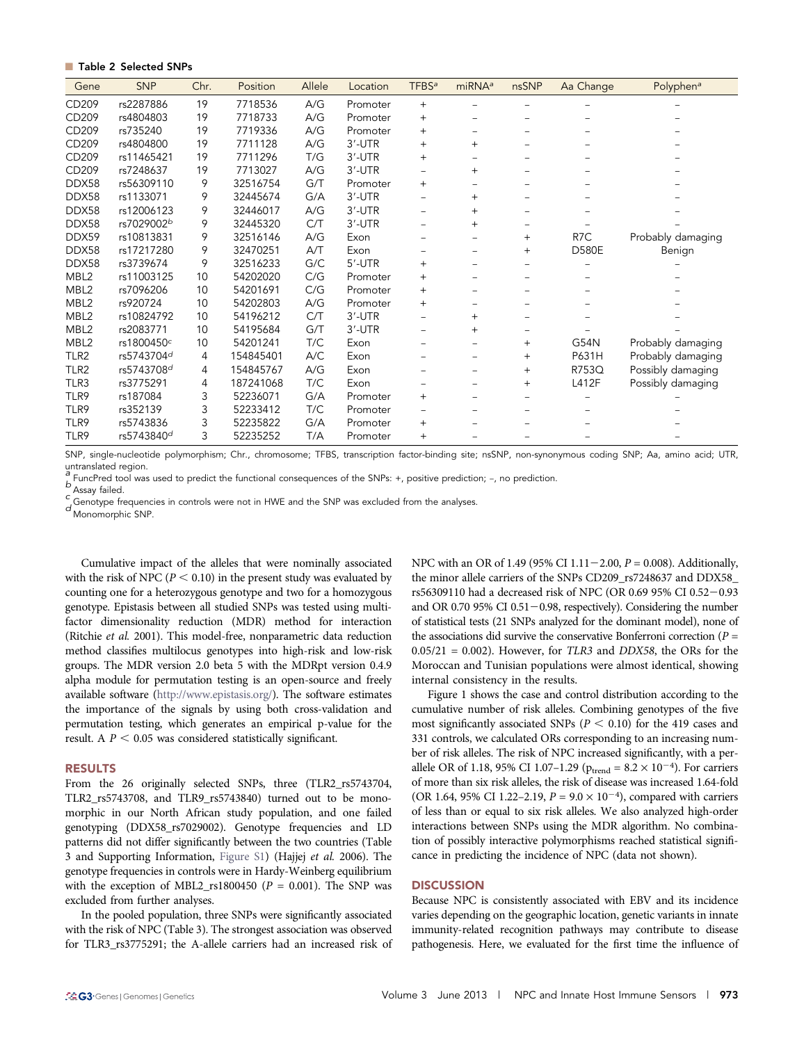■ **Table 2 Selected SNPs**

| Gene | SNP | Chr. | Position | Allele | Location | TFBS[a] | miRNA[a] | nsSNP | Aa Change | Polyphen[a] |
|---|---|---|---|---|---|---|---|---|---|---|
| CD209 | rs2287886 | 19 | 7718536 | A/G | Promoter | + | – | – | – | – |
| CD209 | rs4804803 | 19 | 7718733 | A/G | Promoter | + | – | – | – | – |
| CD209 | rs735240 | 19 | 7719336 | A/G | Promoter | + | – | – | – | – |
| CD209 | rs4804800 | 19 | 7711128 | A/G | 3′-UTR | + | + | – | – | – |
| CD209 | rs11465421 | 19 | 7711296 | T/G | 3′-UTR | + | – | – | – | – |
| CD209 | rs7248637 | 19 | 7713027 | A/G | 3′-UTR | – | + | – | – | – |
| DDX58 | rs56309110 | 9 | 32516754 | G/T | Promoter | + | – | – | – | – |
| DDX58 | rs1133071 | 9 | 32445674 | G/A | 3′-UTR | – | + | – | – | – |
| DDX58 | rs12006123 | 9 | 32446017 | A/G | 3′-UTR | – | + | – | – | – |
| DDX58 | rs7029002[b] | 9 | 32445320 | C/T | 3′-UTR | – | + | – | – | – |
| DDX59 | rs10813831 | 9 | 32516146 | A/G | Exon | – | – | + | R7C | Probably damaging |
| DDX58 | rs17217280 | 9 | 32470251 | A/T | Exon | – | – | + | D580E | Benign |
| DDX58 | rs3739674 | 9 | 32516233 | G/C | 5′-UTR | + | – | – | – | – |
| MBL2 | rs11003125 | 10 | 54202020 | C/G | Promoter | + | – | – | – | – |
| MBL2 | rs7096206 | 10 | 54201691 | C/G | Promoter | + | – | – | – | – |
| MBL2 | rs920724 | 10 | 54202803 | A/G | Promoter | + | – | – | – | – |
| MBL2 | rs10824792 | 10 | 54196212 | C/T | 3′-UTR | – | + | – | – | – |
| MBL2 | rs2083771 | 10 | 54195684 | G/T | 3′-UTR | – | + | – | – | – |
| MBL2 | rs1800450[c] | 10 | 54201241 | T/C | Exon | – | – | + | G54N | Probably damaging |
| TLR2 | rs5743704[d] | 4 | 154845401 | A/C | Exon | – | – | + | P631H | Probably damaging |
| TLR2 | rs5743708[d] | 4 | 154845767 | A/G | Exon | – | – | + | R753Q | Possibly damaging |
| TLR3 | rs3775291 | 4 | 187241068 | T/C | Exon | – | – | + | L412F | Possibly damaging |
| TLR9 | rs187084 | 3 | 52236071 | G/A | Promoter | + | – | – | – | – |
| TLR9 | rs352139 | 3 | 52233412 | T/C | Promoter | – | – | – | – | – |
| TLR9 | rs5743836 | 3 | 52235822 | G/A | Promoter | + | – | – | – | – |
| TLR9 | rs5743840[d] | 3 | 52235252 | T/A | Promoter | + | – | – | – | – |

SNP, single-nucleotide polymorphism; Chr., chromosome; TFBS, transcription factor-binding site; nsSNP, non-synonymous coding SNP; Aa, amino acid; UTR, untranslated region.
[a] FuncPred tool was used to predict the functional consequences of the SNPs: +, positive prediction; –, no prediction.
[b] Assay failed.
[c] Genotype frequencies in controls were not in HWE and the SNP was excluded from the analyses.
[d] Monomorphic SNP.

Cumulative impact of the alleles that were nominally associated with the risk of NPC ($P < 0.10$) in the present study was evaluated by counting one for a heterozygous genotype and two for a homozygous genotype. Epistasis between all studied SNPs was tested using multifactor dimensionality reduction (MDR) method for interaction (Ritchie *et al.* 2001). This model-free, nonparametric data reduction method classifies multilocus genotypes into high-risk and low-risk groups. The MDR version 2.0 beta 5 with the MDRpt version 0.4.9 alpha module for permutation testing is an open-source and freely available software (http://www.epistasis.org/). The software estimates the importance of the signals by using both cross-validation and permutation testing, which generates an empirical p-value for the result. A $P < 0.05$ was considered statistically significant.

## RESULTS

From the 26 originally selected SNPs, three (TLR2_rs5743704, TLR2_rs5743708, and TLR9_rs5743840) turned out to be monomorphic in our North African study population, and one failed genotyping (DDX58_rs7029002). Genotype frequencies and LD patterns did not differ significantly between the two countries (Table 3 and Supporting Information, Figure S1) (Hajjej *et al.* 2006). The genotype frequencies in controls were in Hardy-Weinberg equilibrium with the exception of MBL2_rs1800450 ($P = 0.001$). The SNP was excluded from further analyses.

In the pooled population, three SNPs were significantly associated with the risk of NPC (Table 3). The strongest association was observed for TLR3_rs3775291; the A-allele carriers had an increased risk of NPC with an OR of 1.49 (95% CI 1.11−2.00, $P = 0.008$). Additionally, the minor allele carriers of the SNPs CD209_rs7248637 and DDX58_rs56309110 had a decreased risk of NPC (OR 0.69 95% CI 0.52−0.93 and OR 0.70 95% CI 0.51−0.98, respectively). Considering the number of statistical tests (21 SNPs analyzed for the dominant model), none of the associations did survive the conservative Bonferroni correction ($P = 0.05/21 = 0.002$). However, for *TLR3* and *DDX58*, the ORs for the Moroccan and Tunisian populations were almost identical, showing internal consistency in the results.

Figure 1 shows the case and control distribution according to the cumulative number of risk alleles. Combining genotypes of the five most significantly associated SNPs ($P < 0.10$) for the 419 cases and 331 controls, we calculated ORs corresponding to an increasing number of risk alleles. The risk of NPC increased significantly, with a per-allele OR of 1.18, 95% CI 1.07–1.29 ($p_{trend} = 8.2 \times 10^{-4}$). For carriers of more than six risk alleles, the risk of disease was increased 1.64-fold (OR 1.64, 95% CI 1.22–2.19, $P = 9.0 \times 10^{-4}$), compared with carriers of less than or equal to six risk alleles. We also analyzed high-order interactions between SNPs using the MDR algorithm. No combination of possibly interactive polymorphisms reached statistical significance in predicting the incidence of NPC (data not shown).

## DISCUSSION

Because NPC is consistently associated with EBV and its incidence varies depending on the geographic location, genetic variants in innate immunity-related recognition pathways may contribute to disease pathogenesis. Here, we evaluated for the first time the influence of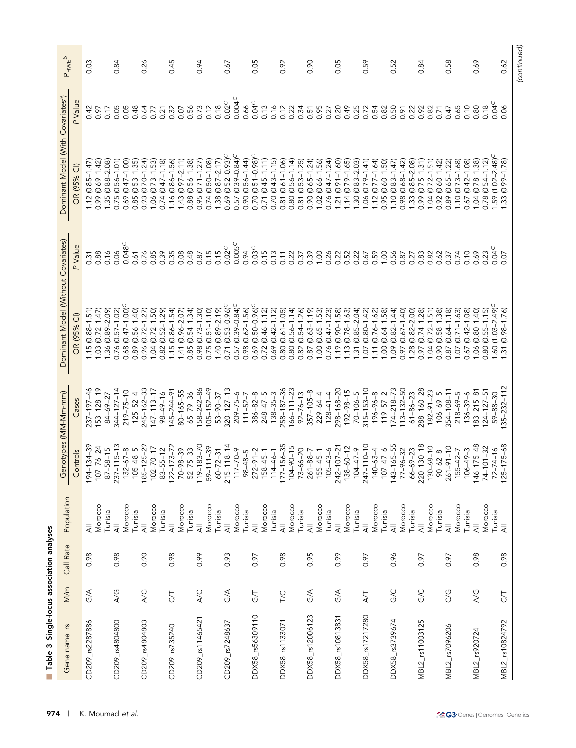**Table 3 Single-locus association analyses**

| Gene name_rs | M/m | Call Rate | Population | Genotypes (MM-Mm-mm) | | Dominant Model (Without Covariates) | | Dominant Model (With Covariates[a]) | | $P_{HWE}$[b] |
|---|---|---|---|---|---|---|---|---|---|---|
| | | | | Controls | Cases | OR (95% CI) | P Value | OR (95% CI) | P Value | |
| CD209_rs2287886 | G/A | 0.98 | All | 194–134–39 | 237–197–46 | 1.15 (0.88–1.51) | 0.31 | 1.12 (0.85–1.47) | 0.42 | 0.03 |
| | | | Morocco | 107–76–24 | 153–128–19 | 1.03 (0.72–1.47) | 0.88 | 0.99 (0.69–1.42) | 0.97 | |
| | | | Tunisia | 87–58–15 | 84–69–27 | 1.36 (0.89–2.09) | 0.16 | 1.35 (0.88–2.08) | 0.17 | |
| CD209_rs4804800 | A/G | 0.98 | All | 237–115–13 | 344–127–14 | 0.76 (0.57–1.02) | 0.06 | 0.75 (0.56–1.01) | 0.05 | 0.84 |
| | | | Morocco | 132–67–8 | 219–75–10 | 0.68 (0.47–1.00)[c] | 0.048[c] | 0.69 (0.47–1.00) | 0.05 | |
| | | | Tunisia | 105–48–5 | 125–52–4 | 0.89 (0.56–1.40) | 0.61 | 0.85 (0.53–1.35) | 0.48 | |
| CD209_rs4804803 | A/G | 0.90 | All | 185–125–29 | 245–162–33 | 0.96 (0.72–1.27) | 0.76 | 0.93 (0.70–1.24) | 0.64 | 0.26 |
| | | | Morocco | 102–70–17 | 147–113–17 | 1.04 (0.72–1.50) | 0.85 | 1.06 (0.73–1.53) | 0.77 | |
| | | | Tunisia | 83–55–12 | 98–49–16 | 0.82 (0.52–1.29) | 0.39 | 0.74 (0.47–1.18) | 0.21 | |
| CD209_rs735240 | C/T | 0.98 | All | 122–173–72 | 145–244–91 | 1.15 (0.86–1.54) | 0.35 | 1.16 (0.86–1.56) | 0.32 | 0.45 |
| | | | Morocco | 70–98–39 | 80–165–55 | 1.41 (0.96–2.07) | 0.08 | 1.43 (0.97–2.11) | 0.07 | |
| | | | Tunisia | 52–75–33 | 65–79–36 | 0.85 (0.54–1.34) | 0.48 | 0.88 (0.56–1.38) | 0.56 | |
| CD209_rs11465421 | A/C | 0.99 | All | 119–183–70 | 158–242–86 | 0.98 (0.73–1.30) | 0.87 | 0.95 (0.71–1.27) | 0.73 | 0.94 |
| | | | Morocco | 59–111–39 | 105–152–49 | 0.75 (0.51–1.10) | 0.15 | 0.74 (0.50–1.08) | 0.12 | |
| | | | Tunisia | 60–72–31 | 53–90–37 | 1.40 (0.89–2.19) | 0.15 | 1.38 (0.87–2.17) | 0.18 | |
| CD209_rs7248637 | G/A | 0.93 | All | 215–118–14 | 320–127–13 | 0.71 (0.53–0.96)[c] | 0.02[c] | 0.69 (0.52–0.93)[c] | 0.02[c] | 0.67 |
| | | | Morocco | 117–70–9 | 209–75–6 | 0.57 (0.39–0.84)[c] | 0.005[c] | 0.57 (0.39–0.84)[c] | 0.004[c] | |
| | | | Tunisia | 98–48–5 | 111–52–7 | 0.98 (0.62–1.56) | 0.94 | 0.90 (0.56–1.44) | 0.66 | |
| DDX58_rs56309110 | G/T | 0.97 | All | 272–91–2 | 386–82–8 | 0.69 (0.50–0.96)[c] | 0.03[c] | 0.70 (0.51–0.98)[c] | 0.04[c] | 0.05 |
| | | | Morocco | 158–45–1 | 248–47–5 | 0.72 (0.46–1.12) | 0.15 | 0.71 (0.45–1.11) | 0.13 | |
| | | | Tunisia | 114–46–1 | 138–35–3 | 0.69 (0.42–1.12) | 0.13 | 0.70 (0.43–1.15) | 0.16 | |
| DDX58_rs1133071 | T/C | 0.98 | All | 177–156–35 | 258–187–36 | 0.80 (0.61–1.05) | 0.11 | 0.81 (0.61–1.06) | 0.12 | 0.92 |
| | | | Morocco | 104–90–15 | 166–111–23 | 0.80 (0.56–1.14) | 0.22 | 0.80 (0.56–1.14) | 0.22 | |
| | | | Tunisia | 73–66–20 | 92–76–13 | 0.82 (0.54–1.26) | 0.37 | 0.81 (0.53–1.25) | 0.34 | |
| DDX58_rs12006123 | G/A | 0.95 | All | 261–88–7 | 357–105–8 | 0.87 (0.63–1.19) | 0.39 | 0.90 (0.65–1.24) | 0.51 | 0.90 |
| | | | Morocco | 155–45–1 | 229–64–4 | 1.00 (0.65–1.53) | 1.00 | 1.02 (0.66–1.56) | 0.95 | |
| | | | Tunisia | 105–43–6 | 128–41–4 | 0.76 (0.47–1.23) | 0.26 | 0.76 (0.47–1.24) | 0.27 | |
| DDX58_rs10813831 | G/A | 0.99 | All | 242–107–21 | 298–168–20 | 1.19 (0.90–1.58) | 0.22 | 1.21 (0.91–1.60) | 0.20 | 0.05 |
| | | | Morocco | 138–60–12 | 192–98–15 | 1.13 (0.78–1.63) | 0.52 | 1.14 (0.79–1.65) | 0.49 | |
| | | | Tunisia | 104–47–9 | 70–106–5 | 1.31 (0.85–2.04) | 0.22 | 1.30 (0.83–2.03) | 0.25 | |
| DDX58_rs17217280 | A/T | 0.97 | All | 247–110–10 | 315–153–10 | 1.07 (0.80–1.42) | 0.67 | 1.06 (0.79–1.41) | 0.72 | 0.59 |
| | | | Morocco | 140–63–4 | 196–96–8 | 1.11 (0.76–1.62) | 0.59 | 1.12 (0.77–1.64) | 0.54 | |
| | | | Tunisia | 107–47–6 | 119–57–2 | 1.00 (0.64–1.58) | 1.00 | 0.95 (0.60–1.50) | 0.82 | |
| DDX58_rs3739674 | G/C | 0.96 | All | 143–165–55 | 174–218–73 | 1.09 (0.82–1.44) | 0.56 | 1.10 (0.83–1.47) | 0.50 | 0.52 |
| | | | Morocco | 77–96–32 | 113–132–50 | 0.97 (0.67–1.40) | 0.87 | 0.98 (0.68–1.42) | 0.91 | |
| | | | Tunisia | 66–69–23 | 61–86–23 | 1.28 (0.82–2.00) | 0.27 | 1.33 (0.85–2.08) | 0.22 | |
| MBL2_rs11003125 | G/C | 0.97 | All | 220–130–18 | 288–160–28 | 0.97 (0.74–1.28) | 0.83 | 0.99 (0.75–1.31) | 0.92 | 0.84 |
| | | | Morocco | 130–68–10 | 182–91–23 | 1.04 (0.72–1.51) | 0.82 | 1.04 (0.72–1.51) | 0.82 | |
| | | | Tunisia | 90–62–8 | 106–69–5 | 0.90 (0.58–1.38) | 0.62 | 0.92 (0.60–1.42) | 0.71 | |
| MBL2_rs7096206 | C/G | 0.97 | All | 261–91–10 | 354–108–11 | 0.87 (0.64–1.18) | 0.37 | 0.89 (0.65–1.22) | 0.47 | 0.58 |
| | | | Morocco | 155–42–7 | 218–69–5 | 1.07 (0.71–1.63) | 0.74 | 1.10 (0.73–1.68) | 0.65 | |
| | | | Tunisia | 106–49–3 | 136–39–6 | 0.67 (0.42–1.08) | 0.10 | 0.67 (0.42–1.08) | 0.10 | |
| MBL2_rs920724 | A/G | 0.98 | All | 146–175–48 | 183–215–81 | 1.06 (0.80–1.40) | 0.69 | 1.04 (0.78–1.38) | 0.80 | 0.69 |
| | | | Morocco | 74–101–32 | 124–127–51 | 0.80 (0.55–1.15) | 0.23 | 0.78 (0.54–1.12) | 0.18 | |
| | | | Tunisia | 72–74–16 | 59–88–30 | 1.60 (1.03–2.49)[c] | 0.04[c] | 1.59 (1.02–2.48)[c] | 0.04[c] | |
| MBL2_rs10824792 | C/T | 0.98 | All | 125–175–68 | 135–232–112 | 1.31 (0.98–1.76) | 0.07 | 1.33 (0.99–1.78) | 0.06 | 0.62 |

(continued)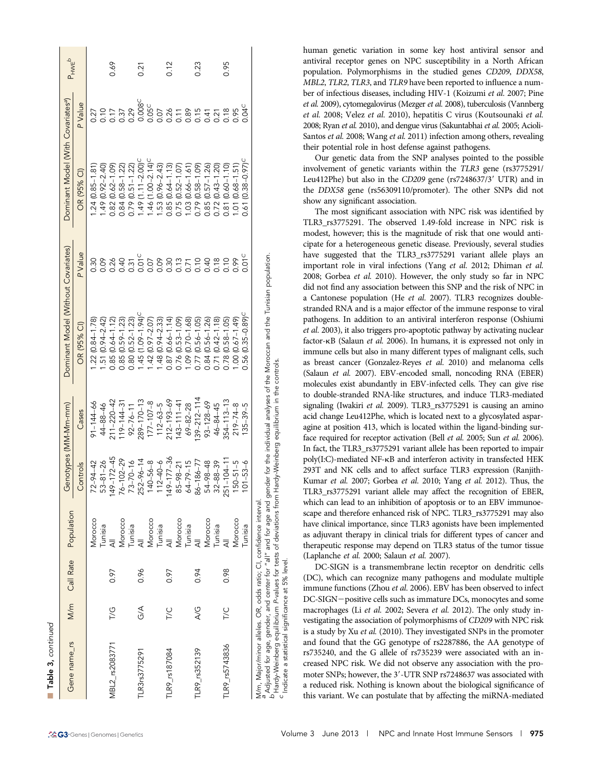**Table 3, continued**

| Gene name_rs | M/m | Call Rate | Population | Genotypes (MM-Mm-mm) | | Dominant Model (Without Covariates) | | Dominant Model (With Covariates[a]) | | $P_{HWE}$[b] |
|---|---|---|---|---|---|---|---|---|---|---|
| | | | | Controls | Cases | OR (95% CI) | P Value | OR (95% CI) | P Value | |
| | | | Morocco | 72–94–42 | 91–144–66 | 1.22 (0.84–1.78) | 0.30 | 1.24 (0.85–1.81) | 0.27 | |
| | | | Tunisia | 53–81–26 | 44–88–46 | 1.51 (0.94–2.42) | 0.09 | 1.49 (0.92–2.40) | 0.10 | |
| MBL2_rs2083771 | T/G | 0.97 | All | 149–172–45 | 211–220–42 | 0.85 (0.64–1.12) | 0.26 | 0.82 (0.62–1.09) | 0.17 | 0.69 |
| | | | Morocco | 76–102–29 | 119–144–31 | 0.85 (0.59–1.23) | 0.40 | 0.84 (0.58–1.22) | 0.37 | |
| | | | Tunisia | 73–70–16 | 92–76–11 | 0.80 (0.52–1.23) | 0.31 | 0.79 (0.51–1.22) | 0.29 | |
| TLR3rs3775291 | G/A | 0.96 | All | 252–96–14 | 289–170–13 | 1.45 (1.09–1.94)[c] | 0.01[c] | 1.49 (1.11–2.00)[c] | 0.008[c] | 0.21 |
| | | | Morocco | 140–56–8 | 177–107–8 | 1.42 (0.97–2.07) | 0.07 | 1.46 (1.00–2.14)[c] | 0.05[c] | |
| | | | Tunisia | 112–40–6 | 112–63–5 | 1.48 (0.94–2.33) | 0.09 | 1.53 (0.96–2.43) | 0.07 | |
| TLR9_rs187084 | T/C | 0.97 | All | 149–177–36 | 212–193–69 | 0.87 (0.66–1.14) | 0.30 | 0.85 (0.64–1.13) | 0.26 | 0.12 |
| | | | Morocco | 85–98–21 | 143–111–41 | 0.76 (0.53–1.09) | 0.13 | 0.75 (0.52–1.07) | 0.11 | |
| | | | Tunisia | 64–79–15 | 69–82–28 | 1.09 (0.70–1.68) | 0.71 | 1.03 (0.66–1.61) | 0.89 | |
| TLR9_rs352139 | A/G | 0.94 | All | 86–186–77 | 139–212–114 | 0.77 (0.56–1.05) | 0.10 | 0.79 (0.58–1.09) | 0.15 | 0.23 |
| | | | Morocco | 54–98–48 | 93–128–69 | 0.84 (0.56–1.26) | 0.40 | 0.85 (0.57–1.26) | 0.41 | |
| | | | Tunisia | 32–88–39 | 46–84–45 | 0.71 (0.42–1.18) | 0.18 | 0.72 (0.43–1.20) | 0.21 | |
| TLR9_rs5743836 | T/C | 0.98 | All | 251–104–11 | 354–113–13 | 0.78 (0.58–1.05) | 0.10 | 0.81 (0.60–1.10) | 0.18 | 0.95 |
| | | | Morocco | 150–51–5 | 219–74–8 | 1.00 (0.67–1.49) | 0.99 | 1.01 (0.68–1.51) | 0.95 | |
| | | | Tunisia | 101–53–6 | 135–39–5 | 0.56 (0.35–0.89)[c] | 0.01[c] | 0.61 (0.38–0.97)[c] | 0.04[c] | |

M/m, Major/minor alleles. OR, odds ratio; CI, confidence interval.
[a] Adjusted for age, gender, and center for "all" and for age and gender for the individual analyses of the Moroccan and the Tunisian population.
[b] Hardy-Weinberg equilibrium P-values for tests of deviations from Hardy-Weinberg equilibrium in the controls.
[c] Indicate a statistical significance at 5% level.

human genetic variation in some key host antiviral sensor and antiviral receptor genes on NPC susceptibility in a North African population. Polymorphisms in the studied genes *CD209*, *DDX58*, *MBL2*, *TLR2*, *TLR3*, and *TLR9* have been reported to influence a number of infectious diseases, including HIV-1 (Koizumi *et al.* 2007; Pine *et al.* 2009), cytomegalovirus (Mezger *et al.* 2008), tuberculosis (Vannberg *et al.* 2008; Velez *et al.* 2010), hepatitis C virus (Koutsounaki *et al.* 2008; Ryan *et al.* 2010), and dengue virus (Sakuntabhai *et al.* 2005; Acioli-Santos *et al.* 2008; Wang *et al.* 2011) infection among others, revealing their potential role in host defense against pathogens.

Our genetic data from the SNP analyses pointed to the possible involvement of genetic variants within the *TLR3* gene (rs3775291/Leu412Phe) but also in the *CD209* gene (rs7248637/3′ UTR) and in the *DDX58* gene (rs56309110/promoter). The other SNPs did not show any significant association.

The most significant association with NPC risk was identified by TLR3_rs3775291. The observed 1.49-fold increase in NPC risk is modest, however; this is the magnitude of risk that one would anticipate for a heterogeneous genetic disease. Previously, several studies have suggested that the TLR3_rs3775291 variant allele plays an important role in viral infections (Yang *et al.* 2012; Dhiman *et al.* 2008; Gorbea *et al.* 2010). However, the only study so far in NPC did not find any association between this SNP and the risk of NPC in a Cantonese population (He *et al.* 2007). TLR3 recognizes double-stranded RNA and is a major effector of the immune response to viral pathogens. In addition to an antiviral interferon response (Oshiumi *et al.* 2003), it also triggers pro-apoptotic pathway by activating nuclear factor-κB (Salaun *et al.* 2006). In humans, it is expressed not only in immune cells but also in many different types of malignant cells, such as breast cancer (Gonzalez-Reyes *et al.* 2010) and melanoma cells (Salaun *et al.* 2007). EBV-encoded small, noncoding RNA (EBER) molecules exist abundantly in EBV-infected cells. They can give rise to double-stranded RNA-like structures, and induce TLR3-mediated signaling (Iwakiri *et al.* 2009). TLR3_rs3775291 is causing an amino acid change Leu412Phe, which is located next to a glycosylated asparagine at position 413, which is located within the ligand-binding surface required for receptor activation (Bell *et al.* 2005; Sun *et al.* 2006). In fact, the TLR3_rs3775291 variant allele has been reported to impair poly(I:C)-mediated NF-κB and interferon activity in transfected HEK 293T and NK cells and to affect surface TLR3 expression (Ranjith-Kumar *et al.* 2007; Gorbea *et al.* 2010; Yang *et al.* 2012). Thus, the TLR3_rs3775291 variant allele may affect the recognition of EBER, which can lead to an inhibition of apoptosis or to an EBV immunoescape and therefore enhanced risk of NPC. TLR3_rs3775291 may also have clinical importance, since TLR3 agonists have been implemented as adjuvant therapy in clinical trials for different types of cancer and therapeutic response may depend on TLR3 status of the tumor tissue (Laplanche *et al.* 2000; Salaun *et al.* 2007).

DC-SIGN is a transmembrane lectin receptor on dendritic cells (DC), which can recognize many pathogens and modulate multiple immune functions (Zhou *et al.* 2006). EBV has been observed to infect DC-SIGN−positive cells such as immature DCs, monocytes and some macrophages (Li *et al.* 2002; Severa *et al.* 2012). The only study investigating the association of polymorphisms of *CD209* with NPC risk is a study by Xu *et al.* (2010). They investigated SNPs in the promoter and found that the GG genotype of rs2287886, the AA genotype of rs735240, and the G allele of rs735239 were associated with an increased NPC risk. We did not observe any association with the promoter SNPs; however, the 3′-UTR SNP rs7248637 was associated with a reduced risk. Nothing is known about the biological significance of this variant. We can postulate that by affecting the miRNA-mediated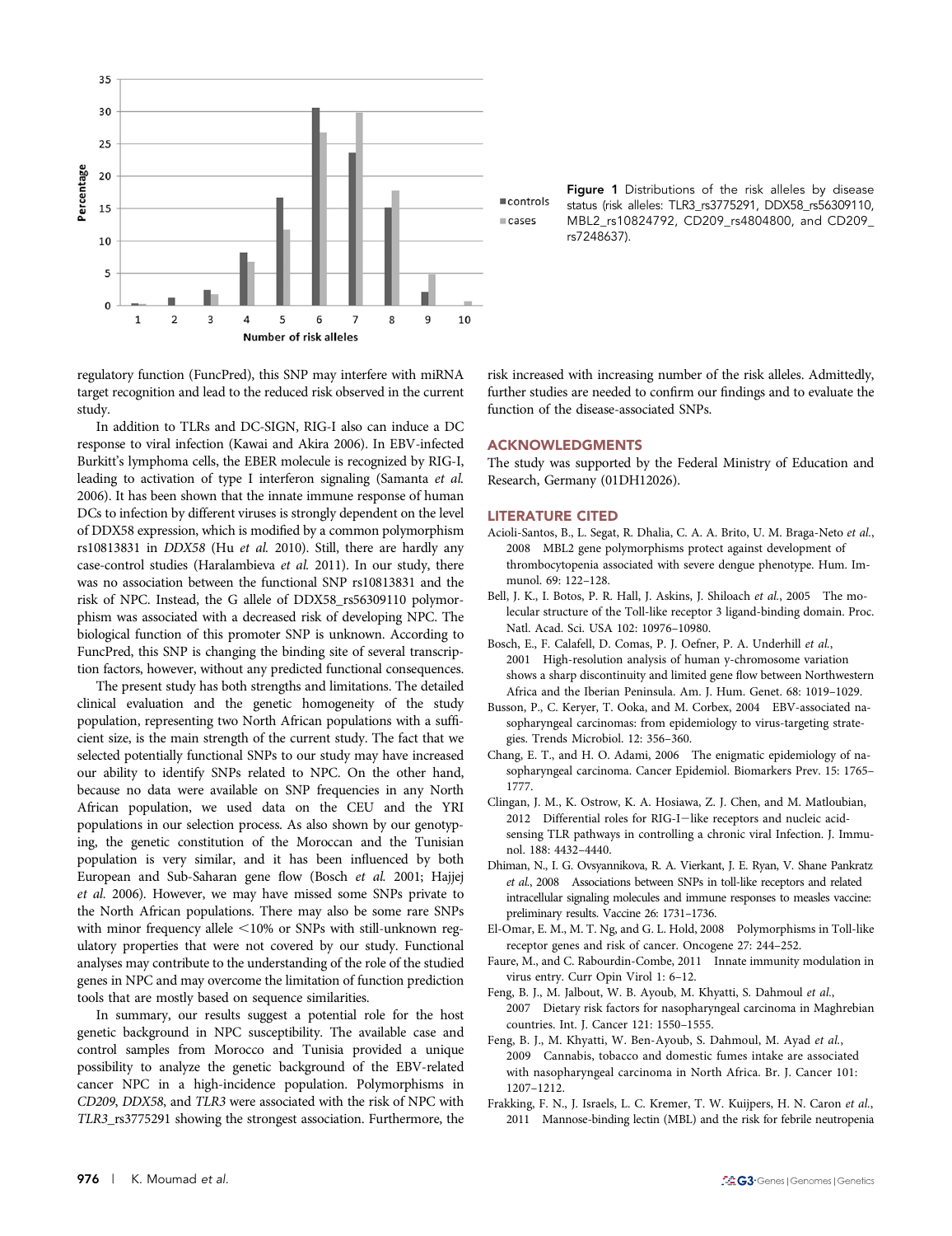Figure 1 Distributions of the risk alleles by disease status (risk alleles: TLR3_rs3775291, DDX58_rs56309110, MBL2_rs10824792, CD209_rs4804800, and CD209_rs7248637).

regulatory function (FuncPred), this SNP may interfere with miRNA target recognition and lead to the reduced risk observed in the current study.

In addition to TLRs and DC-SIGN, RIG-I also can induce a DC response to viral infection (Kawai and Akira 2006). In EBV-infected Burkitt's lymphoma cells, the EBER molecule is recognized by RIG-I, leading to activation of type I interferon signaling (Samanta *et al.* 2006). It has been shown that the innate immune response of human DCs to infection by different viruses is strongly dependent on the level of DDX58 expression, which is modified by a common polymorphism rs10813831 in *DDX58* (Hu *et al.* 2010). Still, there are hardly any case-control studies (Haralambieva *et al.* 2011). In our study, there was no association between the functional SNP rs10813831 and the risk of NPC. Instead, the G allele of DDX58_rs56309110 polymorphism was associated with a decreased risk of developing NPC. The biological function of this promoter SNP is unknown. According to FuncPred, this SNP is changing the binding site of several transcription factors, however, without any predicted functional consequences.

The present study has both strengths and limitations. The detailed clinical evaluation and the genetic homogeneity of the study population, representing two North African populations with a sufficient size, is the main strength of the current study. The fact that we selected potentially functional SNPs to our study may have increased our ability to identify SNPs related to NPC. On the other hand, because no data were available on SNP frequencies in any North African population, we used data on the CEU and the YRI populations in our selection process. As also shown by our genotyping, the genetic constitution of the Moroccan and the Tunisian population is very similar, and it has been influenced by both European and Sub-Saharan gene flow (Bosch *et al.* 2001; Hajjej *et al.* 2006). However, we may have missed some SNPs private to the North African populations. There may also be some rare SNPs with minor frequency allele <10% or SNPs with still-unknown regulatory properties that were not covered by our study. Functional analyses may contribute to the understanding of the role of the studied genes in NPC and may overcome the limitation of function prediction tools that are mostly based on sequence similarities.

In summary, our results suggest a potential role for the host genetic background in NPC susceptibility. The available case and control samples from Morocco and Tunisia provided a unique possibility to analyze the genetic background of the EBV-related cancer NPC in a high-incidence population. Polymorphisms in *CD209*, *DDX58*, and *TLR3* were associated with the risk of NPC with *TLR3*_rs3775291 showing the strongest association. Furthermore, the risk increased with increasing number of the risk alleles. Admittedly, further studies are needed to confirm our findings and to evaluate the function of the disease-associated SNPs.

## ACKNOWLEDGMENTS

The study was supported by the Federal Ministry of Education and Research, Germany (01DH12026).

## LITERATURE CITED

Acioli-Santos, B., L. Segat, R. Dhalia, C. A. A. Brito, U. M. Braga-Neto *et al.*, 2008 MBL2 gene polymorphisms protect against development of thrombocytopenia associated with severe dengue phenotype. Hum. Immunol. 69: 122–128.

Bell, J. K., I. Botos, P. R. Hall, J. Askins, J. Shiloach *et al.*, 2005 The molecular structure of the Toll-like receptor 3 ligand-binding domain. Proc. Natl. Acad. Sci. USA 102: 10976–10980.

Bosch, E., F. Calafell, D. Comas, P. J. Oefner, P. A. Underhill *et al.*, 2001 High-resolution analysis of human y-chromosome variation shows a sharp discontinuity and limited gene flow between Northwestern Africa and the Iberian Peninsula. Am. J. Hum. Genet. 68: 1019–1029.

Busson, P., C. Keryer, T. Ooka, and M. Corbex, 2004 EBV-associated nasopharyngeal carcinomas: from epidemiology to virus-targeting strategies. Trends Microbiol. 12: 356–360.

Chang, E. T., and H. O. Adami, 2006 The enigmatic epidemiology of nasopharyngeal carcinoma. Cancer Epidemiol. Biomarkers Prev. 15: 1765–1777.

Clingan, J. M., K. Ostrow, K. A. Hosiawa, Z. J. Chen, and M. Matloubian, 2012 Differential roles for RIG-I−like receptors and nucleic acid-sensing TLR pathways in controlling a chronic viral Infection. J. Immunol. 188: 4432–4440.

Dhiman, N., I. G. Ovsyannikova, R. A. Vierkant, J. E. Ryan, V. Shane Pankratz *et al.*, 2008 Associations between SNPs in toll-like receptors and related intracellular signaling molecules and immune responses to measles vaccine: preliminary results. Vaccine 26: 1731–1736.

El-Omar, E. M., M. T. Ng, and G. L. Hold, 2008 Polymorphisms in Toll-like receptor genes and risk of cancer. Oncogene 27: 244–252.

Faure, M., and C. Rabourdin-Combe, 2011 Innate immunity modulation in virus entry. Curr Opin Virol 1: 6–12.

Feng, B. J., M. Jalbout, W. B. Ayoub, M. Khyatti, S. Dahmoul *et al.*, 2007 Dietary risk factors for nasopharyngeal carcinoma in Maghrebian countries. Int. J. Cancer 121: 1550–1555.

Feng, B. J., M. Khyatti, W. Ben-Ayoub, S. Dahmoul, M. Ayad *et al.*, 2009 Cannabis, tobacco and domestic fumes intake are associated with nasopharyngeal carcinoma in North Africa. Br. J. Cancer 101: 1207–1212.

Frakking, F. N., J. Israels, L. C. Kremer, T. W. Kuijpers, H. N. Caron *et al.*, 2011 Mannose-binding lectin (MBL) and the risk for febrile neutropenia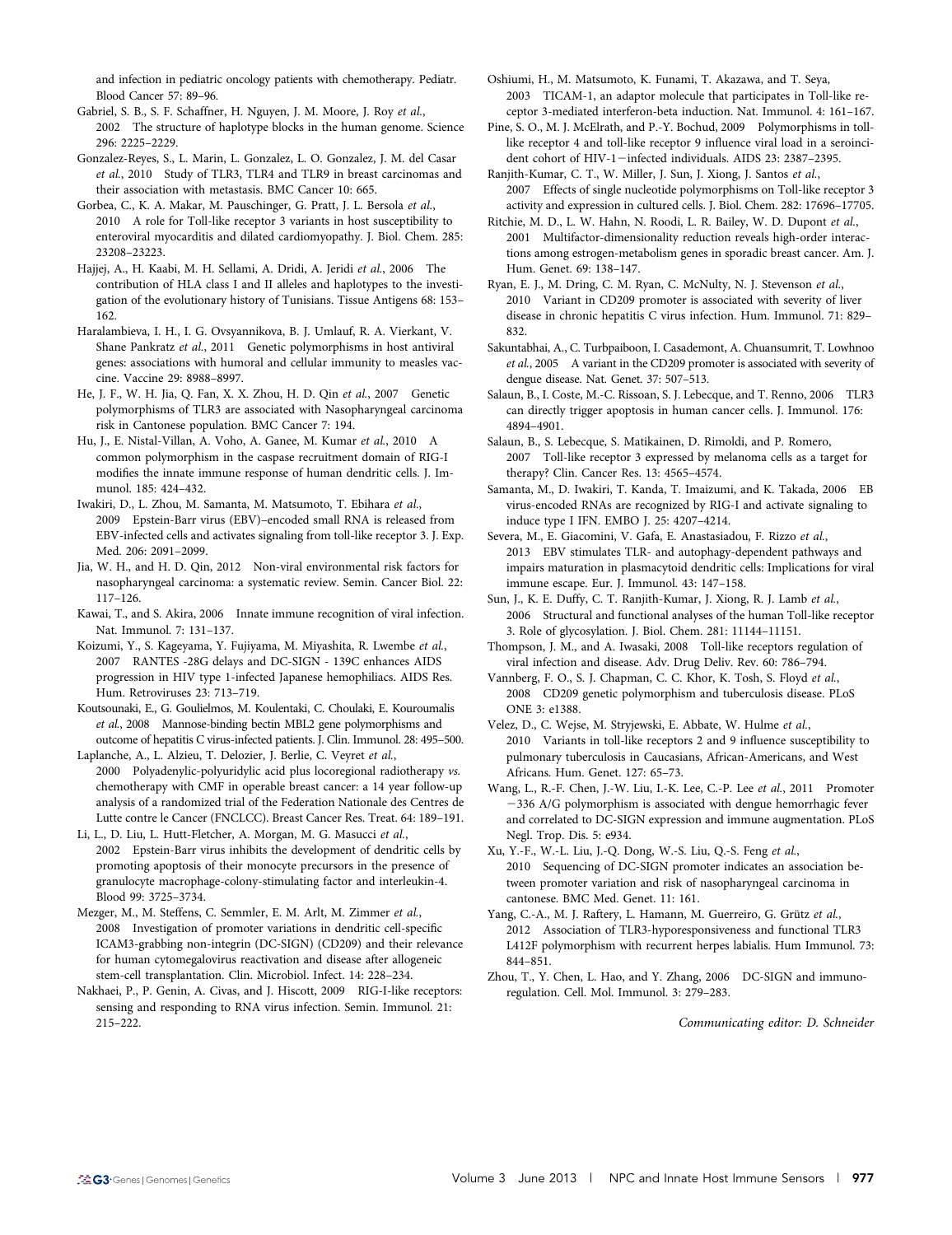and infection in pediatric oncology patients with chemotherapy. Pediatr. Blood Cancer 57: 89–96.

Gabriel, S. B., S. F. Schaffner, H. Nguyen, J. M. Moore, J. Roy *et al.*, 2002 The structure of haplotype blocks in the human genome. Science 296: 2225–2229.

Gonzalez-Reyes, S., L. Marin, L. Gonzalez, L. O. Gonzalez, J. M. del Casar *et al.*, 2010 Study of TLR3, TLR4 and TLR9 in breast carcinomas and their association with metastasis. BMC Cancer 10: 665.

Gorbea, C., K. A. Makar, M. Pauschinger, G. Pratt, J. L. Bersola *et al.*, 2010 A role for Toll-like receptor 3 variants in host susceptibility to enteroviral myocarditis and dilated cardiomyopathy. J. Biol. Chem. 285: 23208–23223.

Hajjej, A., H. Kaabi, M. H. Sellami, A. Dridi, A. Jeridi *et al.*, 2006 The contribution of HLA class I and II alleles and haplotypes to the investigation of the evolutionary history of Tunisians. Tissue Antigens 68: 153–162.

Haralambieva, I. H., I. G. Ovsyannikova, B. J. Umlauf, R. A. Vierkant, V. Shane Pankratz *et al.*, 2011 Genetic polymorphisms in host antiviral genes: associations with humoral and cellular immunity to measles vaccine. Vaccine 29: 8988–8997.

He, J. F., W. H. Jia, Q. Fan, X. X. Zhou, H. D. Qin *et al.*, 2007 Genetic polymorphisms of TLR3 are associated with Nasopharyngeal carcinoma risk in Cantonese population. BMC Cancer 7: 194.

Hu, J., E. Nistal-Villan, A. Voho, A. Ganee, M. Kumar *et al.*, 2010 A common polymorphism in the caspase recruitment domain of RIG-I modifies the innate immune response of human dendritic cells. J. Immunol. 185: 424–432.

Iwakiri, D., L. Zhou, M. Samanta, M. Matsumoto, T. Ebihara *et al.*, 2009 Epstein-Barr virus (EBV)–encoded small RNA is released from EBV-infected cells and activates signaling from toll-like receptor 3. J. Exp. Med. 206: 2091–2099.

Jia, W. H., and H. D. Qin, 2012 Non-viral environmental risk factors for nasopharyngeal carcinoma: a systematic review. Semin. Cancer Biol. 22: 117–126.

Kawai, T., and S. Akira, 2006 Innate immune recognition of viral infection. Nat. Immunol. 7: 131–137.

Koizumi, Y., S. Kageyama, Y. Fujiyama, M. Miyashita, R. Lwembe *et al.*, 2007 RANTES -28G delays and DC-SIGN - 139C enhances AIDS progression in HIV type 1-infected Japanese hemophiliacs. AIDS Res. Hum. Retroviruses 23: 713–719.

Koutsounaki, E., G. Goulielmos, M. Koulentaki, C. Choulaki, E. Kouroumalis *et al.*, 2008 Mannose-binding bectin MBL2 gene polymorphisms and outcome of hepatitis C virus-infected patients. J. Clin. Immunol. 28: 495–500.

Laplanche, A., L. Alzieu, T. Delozier, J. Berlie, C. Veyret *et al.*, 2000 Polyadenylic-polyuridylic acid plus locoregional radiotherapy *vs.* chemotherapy with CMF in operable breast cancer: a 14 year follow-up analysis of a randomized trial of the Federation Nationale des Centres de Lutte contre le Cancer (FNCLCC). Breast Cancer Res. Treat. 64: 189–191.

Li, L., D. Liu, L. Hutt-Fletcher, A. Morgan, M. G. Masucci *et al.*, 2002 Epstein-Barr virus inhibits the development of dendritic cells by promoting apoptosis of their monocyte precursors in the presence of granulocyte macrophage-colony-stimulating factor and interleukin-4. Blood 99: 3725–3734.

Mezger, M., M. Steffens, C. Semmler, E. M. Arlt, M. Zimmer *et al.*, 2008 Investigation of promoter variations in dendritic cell-specific ICAM3-grabbing non-integrin (DC-SIGN) (CD209) and their relevance for human cytomegalovirus reactivation and disease after allogeneic stem-cell transplantation. Clin. Microbiol. Infect. 14: 228–234.

Nakhaei, P., P. Genin, A. Civas, and J. Hiscott, 2009 RIG-I-like receptors: sensing and responding to RNA virus infection. Semin. Immunol. 21: 215–222.

Oshiumi, H., M. Matsumoto, K. Funami, T. Akazawa, and T. Seya, 2003 TICAM-1, an adaptor molecule that participates in Toll-like receptor 3-mediated interferon-beta induction. Nat. Immunol. 4: 161–167.

Pine, S. O., M. J. McElrath, and P.-Y. Bochud, 2009 Polymorphisms in toll-like receptor 4 and toll-like receptor 9 influence viral load in a seroincident cohort of HIV-1−infected individuals. AIDS 23: 2387–2395.

Ranjith-Kumar, C. T., W. Miller, J. Sun, J. Xiong, J. Santos *et al.*, 2007 Effects of single nucleotide polymorphisms on Toll-like receptor 3 activity and expression in cultured cells. J. Biol. Chem. 282: 17696–17705.

Ritchie, M. D., L. W. Hahn, N. Roodi, L. R. Bailey, W. D. Dupont *et al.*, 2001 Multifactor-dimensionality reduction reveals high-order interactions among estrogen-metabolism genes in sporadic breast cancer. Am. J. Hum. Genet. 69: 138–147.

Ryan, E. J., M. Dring, C. M. Ryan, C. McNulty, N. J. Stevenson *et al.*, 2010 Variant in CD209 promoter is associated with severity of liver disease in chronic hepatitis C virus infection. Hum. Immunol. 71: 829–832.

Sakuntabhai, A., C. Turbpaiboon, I. Casademont, A. Chuansumrit, T. Lowhnoo *et al.*, 2005 A variant in the CD209 promoter is associated with severity of dengue disease. Nat. Genet. 37: 507–513.

Salaun, B., I. Coste, M.-C. Rissoan, S. J. Lebecque, and T. Renno, 2006 TLR3 can directly trigger apoptosis in human cancer cells. J. Immunol. 176: 4894–4901.

Salaun, B., S. Lebecque, S. Matikainen, D. Rimoldi, and P. Romero, 2007 Toll-like receptor 3 expressed by melanoma cells as a target for therapy? Clin. Cancer Res. 13: 4565–4574.

Samanta, M., D. Iwakiri, T. Kanda, T. Imaizumi, and K. Takada, 2006 EB virus-encoded RNAs are recognized by RIG-I and activate signaling to induce type I IFN. EMBO J. 25: 4207–4214.

Severa, M., E. Giacomini, V. Gafa, E. Anastasiadou, F. Rizzo *et al.*, 2013 EBV stimulates TLR- and autophagy-dependent pathways and impairs maturation in plasmacytoid dendritic cells: Implications for viral immune escape. Eur. J. Immunol. 43: 147–158.

Sun, J., K. E. Duffy, C. T. Ranjith-Kumar, J. Xiong, R. J. Lamb *et al.*, 2006 Structural and functional analyses of the human Toll-like receptor 3. Role of glycosylation. J. Biol. Chem. 281: 11144–11151.

Thompson, J. M., and A. Iwasaki, 2008 Toll-like receptors regulation of viral infection and disease. Adv. Drug Deliv. Rev. 60: 786–794.

Vannberg, F. O., S. J. Chapman, C. C. Khor, K. Tosh, S. Floyd *et al.*, 2008 CD209 genetic polymorphism and tuberculosis disease. PLoS ONE 3: e1388.

Velez, D., C. Wejse, M. Stryjewski, E. Abbate, W. Hulme *et al.*, 2010 Variants in toll-like receptors 2 and 9 influence susceptibility to pulmonary tuberculosis in Caucasians, African-Americans, and West Africans. Hum. Genet. 127: 65–73.

Wang, L., R.-F. Chen, J.-W. Liu, I.-K. Lee, C.-P. Lee *et al.*, 2011 Promoter −336 A/G polymorphism is associated with dengue hemorrhagic fever and correlated to DC-SIGN expression and immune augmentation. PLoS Negl. Trop. Dis. 5: e934.

Xu, Y.-F., W.-L. Liu, J.-Q. Dong, W.-S. Liu, Q.-S. Feng *et al.*, 2010 Sequencing of DC-SIGN promoter indicates an association between promoter variation and risk of nasopharyngeal carcinoma in cantonese. BMC Med. Genet. 11: 161.

Yang, C.-A., M. J. Raftery, L. Hamann, M. Guerreiro, G. Grütz *et al.*, 2012 Association of TLR3-hyporesponsiveness and functional TLR3 L412F polymorphism with recurrent herpes labialis. Hum Immunol. 73: 844–851.

Zhou, T., Y. Chen, L. Hao, and Y. Zhang, 2006 DC-SIGN and immunoregulation. Cell. Mol. Immunol. 3: 279–283.

*Communicating editor: D. Schneider*